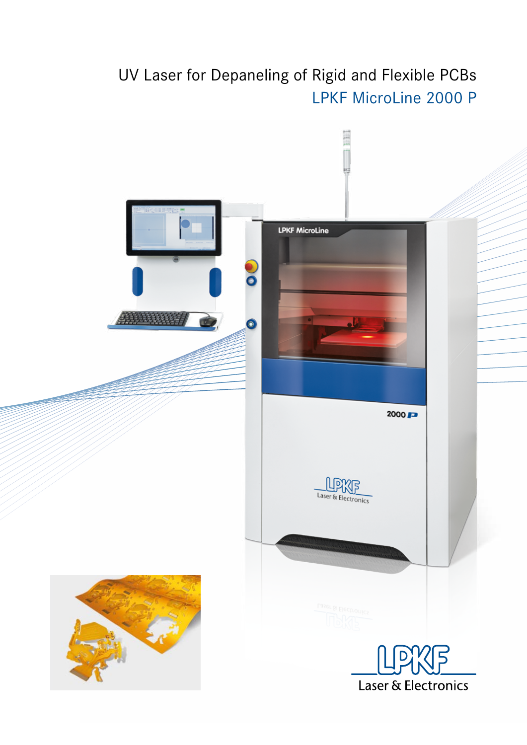# UV Laser for Depaneling of Rigid and Flexible PCBs

## LPKF MicroLine 2000 P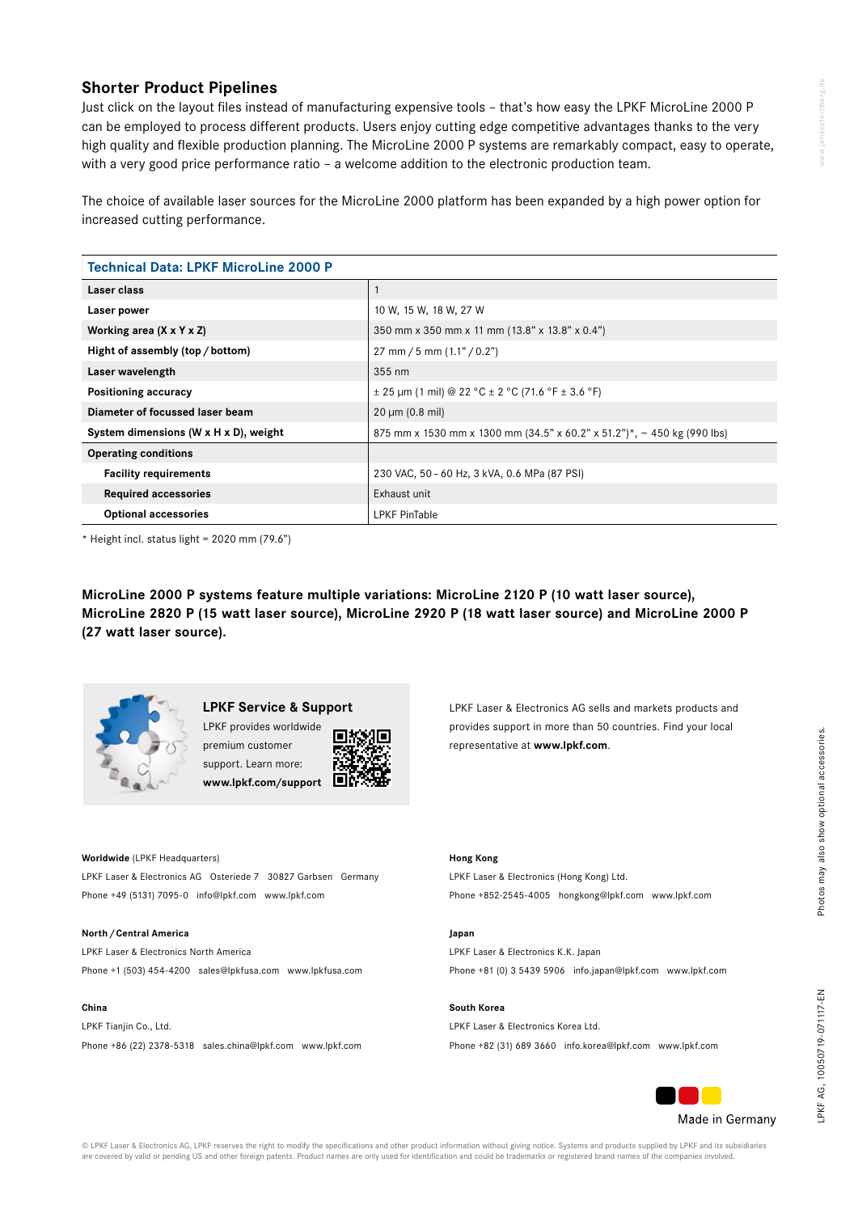## Shorter Product Pipelines

Just click on the layout files instead of manufacturing expensive tools – that's how easy the LPKF MicroLine 2000 P can be employed to process different products. Users enjoy cutting edge competitive advantages thanks to the very high quality and flexible production planning. The MicroLine 2000 P systems are remarkably compact, easy to operate, with a very good price performance ratio – a welcome addition to the electronic production team.

The choice of available laser sources for the MicroLine 2000 platform has been expanded by a high power option for increased cutting performance.

| Technical Data: LPKF MicroLine 2000 P | |
|---|---|
| **Laser class** | 1 |
| **Laser power** | 10 W, 15 W, 18 W, 27 W |
| **Working area (X x Y x Z)** | 350 mm x 350 mm x 11 mm (13.8" x 13.8" x 0.4") |
| **Hight of assembly (top / bottom)** | 27 mm / 5 mm (1.1" / 0.2") |
| **Laser wavelength** | 355 nm |
| **Positioning accuracy** | ± 25 µm (1 mil) @ 22 °C ± 2 °C (71.6 °F ± 3.6 °F) |
| **Diameter of focussed laser beam** | 20 µm (0.8 mil) |
| **System dimensions (W x H x D), weight** | 875 mm x 1530 mm x 1300 mm (34.5" x 60.2" x 51.2")*, ~ 450 kg (990 lbs) |
| **Operating conditions** | |
| **Facility requirements** | 230 VAC, 50 – 60 Hz, 3 kVA, 0.6 MPa (87 PSI) |
| **Required accessories** | Exhaust unit |
| **Optional accessories** | LPKF PinTable |

* Height incl. status light = 2020 mm (79.6")

**MicroLine 2000 P systems feature multiple variations: MicroLine 2120 P (10 watt laser source), MicroLine 2820 P (15 watt laser source), MicroLine 2920 P (18 watt laser source) and MicroLine 2000 P (27 watt laser source).**

**LPKF Service & Support**

LPKF provides worldwide premium customer support. Learn more: **www.lpkf.com/support**

LPKF Laser & Electronics AG sells and markets products and provides support in more than 50 countries. Find your local representative at **www.lpkf.com**.

**Worldwide** (LPKF Headquarters)
LPKF Laser & Electronics AG  Osteriede 7  30827 Garbsen  Germany
Phone +49 (5131) 7095-0  info@lpkf.com  www.lpkf.com

**North / Central America**
LPKF Laser & Electronics North America
Phone +1 (503) 454-4200  sales@lpkfusa.com  www.lpkfusa.com

**China**
LPKF Tianjin Co., Ltd.
Phone +86 (22) 2378-5318  sales.china@lpkf.com  www.lpkf.com

**Hong Kong**
LPKF Laser & Electronics (Hong Kong) Ltd.
Phone +852-2545-4005  hongkong@lpkf.com  www.lpkf.com

**Japan**
LPKF Laser & Electronics K.K. Japan
Phone +81 (0) 3 5439 5906  info.japan@lpkf.com  www.lpkf.com

**South Korea**
LPKF Laser & Electronics Korea Ltd.
Phone +82 (31) 689 3660  info.korea@lpkf.com  www.lpkf.com

Made in Germany

Photos may also show optional accessories.

LPKF AG, 10050719-071117-EN

© LPKF Laser & Electronics AG, LPKF reserves the right to modify the specifications and other product information without giving notice. Systems and products supplied by LPKF and its subsidiaries are covered by valid or pending US and other foreign patents. Product names are only used for identification and could be trademarks or registered brand names of the companies involved.